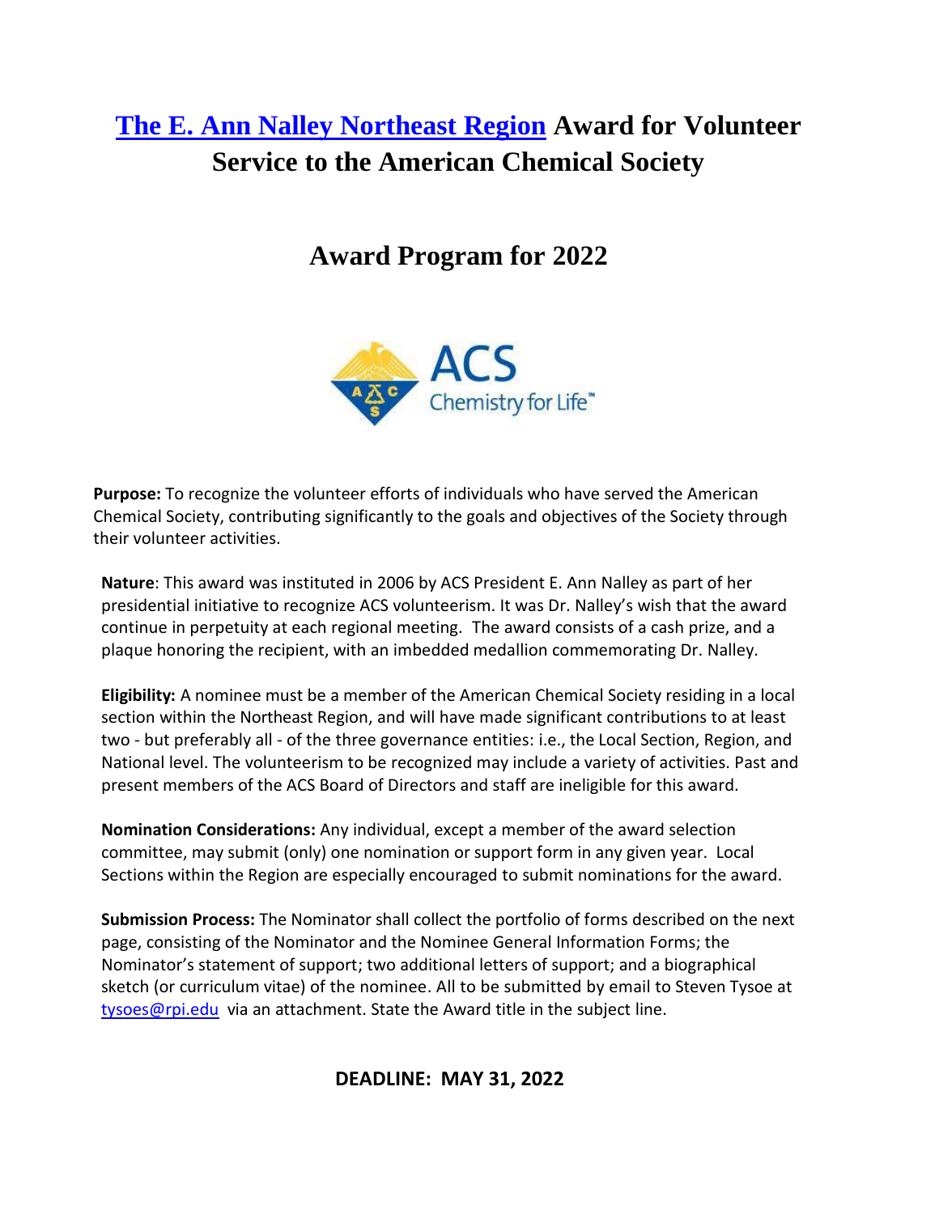# [The E. Ann Nalley Northeast Region](#) Award for Volunteer Service to the American Chemical Society

## Award Program for 2022

**Purpose:** To recognize the volunteer efforts of individuals who have served the American Chemical Society, contributing significantly to the goals and objectives of the Society through their volunteer activities.

**Nature**: This award was instituted in 2006 by ACS President E. Ann Nalley as part of her presidential initiative to recognize ACS volunteerism. It was Dr. Nalley's wish that the award continue in perpetuity at each regional meeting. The award consists of a cash prize, and a plaque honoring the recipient, with an imbedded medallion commemorating Dr. Nalley.

**Eligibility:** A nominee must be a member of the American Chemical Society residing in a local section within the Northeast Region, and will have made significant contributions to at least two - but preferably all - of the three governance entities: i.e., the Local Section, Region, and National level. The volunteerism to be recognized may include a variety of activities. Past and present members of the ACS Board of Directors and staff are ineligible for this award.

**Nomination Considerations:** Any individual, except a member of the award selection committee, may submit (only) one nomination or support form in any given year. Local Sections within the Region are especially encouraged to submit nominations for the award.

**Submission Process:** The Nominator shall collect the portfolio of forms described on the next page, consisting of the Nominator and the Nominee General Information Forms; the Nominator's statement of support; two additional letters of support; and a biographical sketch (or curriculum vitae) of the nominee. All to be submitted by email to Steven Tysoe at [tysoes@rpi.edu](mailto:tysoes@rpi.edu) via an attachment. State the Award title in the subject line.

**DEADLINE: MAY 31, 2022**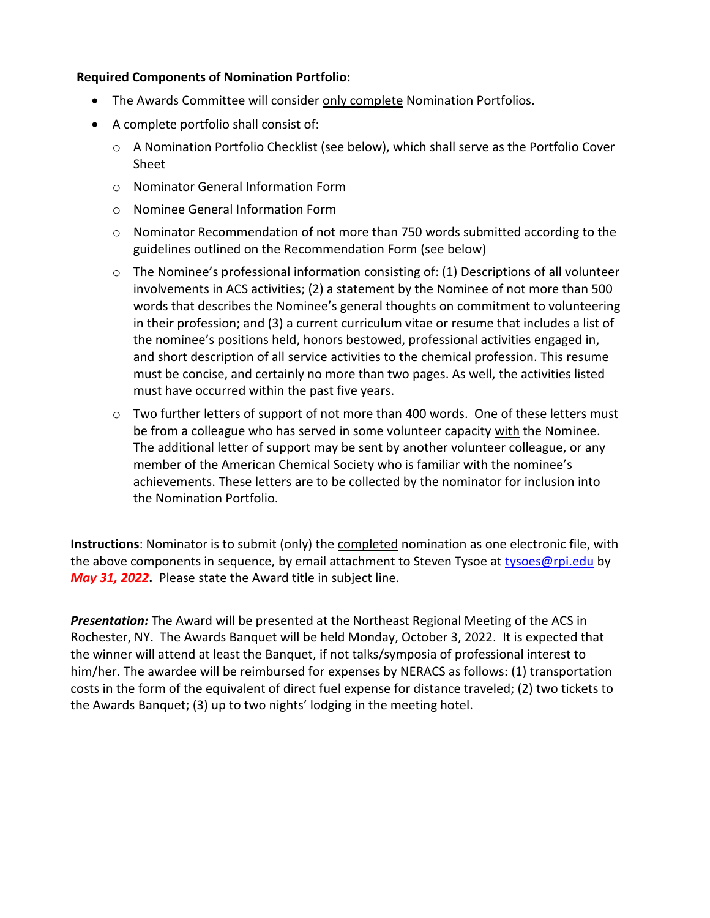**Required Components of Nomination Portfolio:**

- The Awards Committee will consider only complete Nomination Portfolios.
- A complete portfolio shall consist of:
  - A Nomination Portfolio Checklist (see below), which shall serve as the Portfolio Cover Sheet
  - Nominator General Information Form
  - Nominee General Information Form
  - Nominator Recommendation of not more than 750 words submitted according to the guidelines outlined on the Recommendation Form (see below)
  - The Nominee's professional information consisting of: (1) Descriptions of all volunteer involvements in ACS activities; (2) a statement by the Nominee of not more than 500 words that describes the Nominee's general thoughts on commitment to volunteering in their profession; and (3) a current curriculum vitae or resume that includes a list of the nominee's positions held, honors bestowed, professional activities engaged in, and short description of all service activities to the chemical profession. This resume must be concise, and certainly no more than two pages. As well, the activities listed must have occurred within the past five years.
  - Two further letters of support of not more than 400 words. One of these letters must be from a colleague who has served in some volunteer capacity with the Nominee. The additional letter of support may be sent by another volunteer colleague, or any member of the American Chemical Society who is familiar with the nominee's achievements. These letters are to be collected by the nominator for inclusion into the Nomination Portfolio.

**Instructions**: Nominator is to submit (only) the completed nomination as one electronic file, with the above components in sequence, by email attachment to Steven Tysoe at tysoes@rpi.edu by ***May 31, 2022*****.** Please state the Award title in subject line.

***Presentation:*** The Award will be presented at the Northeast Regional Meeting of the ACS in Rochester, NY. The Awards Banquet will be held Monday, October 3, 2022. It is expected that the winner will attend at least the Banquet, if not talks/symposia of professional interest to him/her. The awardee will be reimbursed for expenses by NERACS as follows: (1) transportation costs in the form of the equivalent of direct fuel expense for distance traveled; (2) two tickets to the Awards Banquet; (3) up to two nights' lodging in the meeting hotel.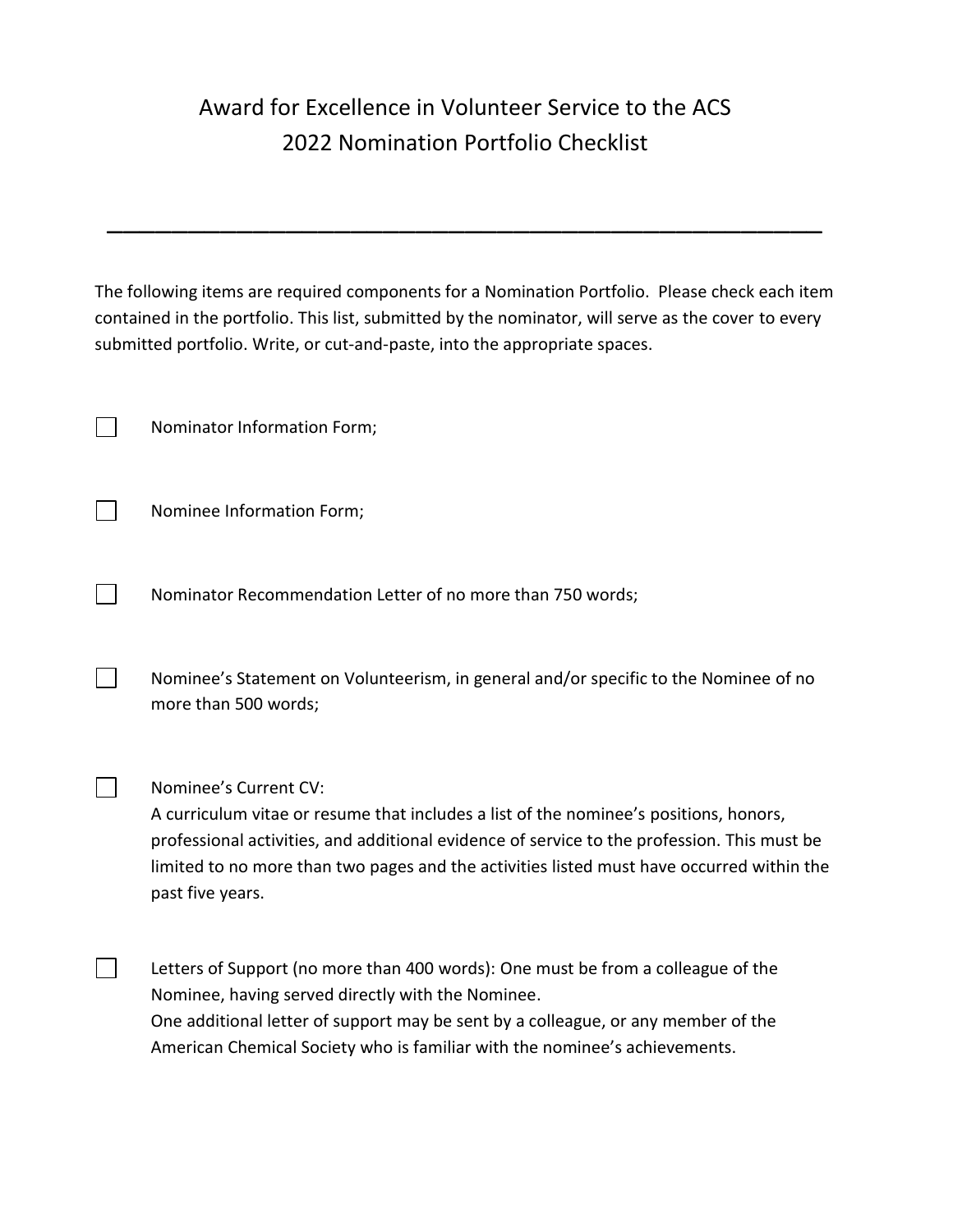# Award for Excellence in Volunteer Service to the ACS
## 2022 Nomination Portfolio Checklist

---

The following items are required components for a Nomination Portfolio. Please check each item contained in the portfolio. This list, submitted by the nominator, will serve as the cover to every submitted portfolio. Write, or cut-and-paste, into the appropriate spaces.

- [ ] Nominator Information Form;

- [ ] Nominee Information Form;

- [ ] Nominator Recommendation Letter of no more than 750 words;

- [ ] Nominee's Statement on Volunteerism, in general and/or specific to the Nominee of no more than 500 words;

- [ ] Nominee's Current CV:
  A curriculum vitae or resume that includes a list of the nominee's positions, honors, professional activities, and additional evidence of service to the profession. This must be limited to no more than two pages and the activities listed must have occurred within the past five years.

- [ ] Letters of Support (no more than 400 words): One must be from a colleague of the Nominee, having served directly with the Nominee.
  One additional letter of support may be sent by a colleague, or any member of the American Chemical Society who is familiar with the nominee's achievements.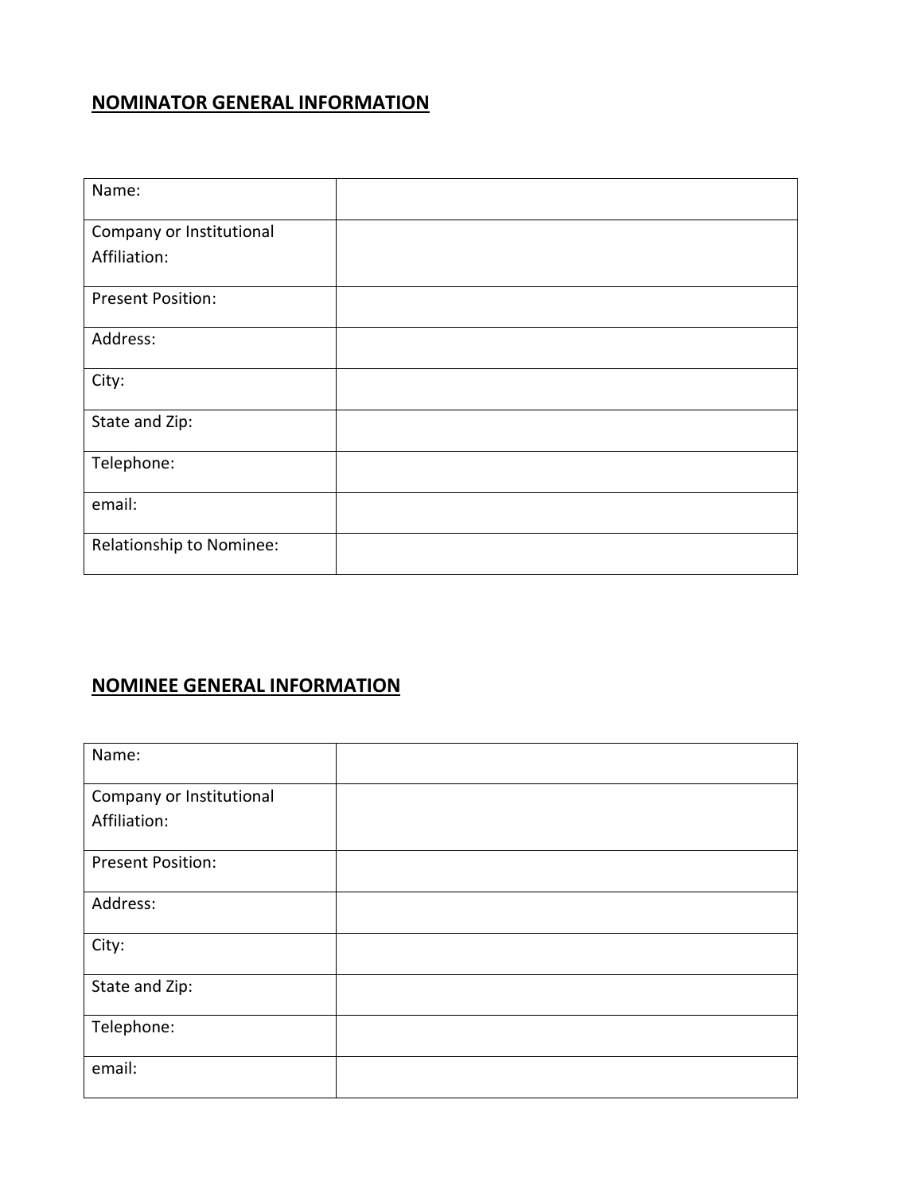## NOMINATOR GENERAL INFORMATION

| | |
|---|---|
| Name: | |
| Company or Institutional Affiliation: | |
| Present Position: | |
| Address: | |
| City: | |
| State and Zip: | |
| Telephone: | |
| email: | |
| Relationship to Nominee: | |

## NOMINEE GENERAL INFORMATION

| | |
|---|---|
| Name: | |
| Company or Institutional Affiliation: | |
| Present Position: | |
| Address: | |
| City: | |
| State and Zip: | |
| Telephone: | |
| email: | |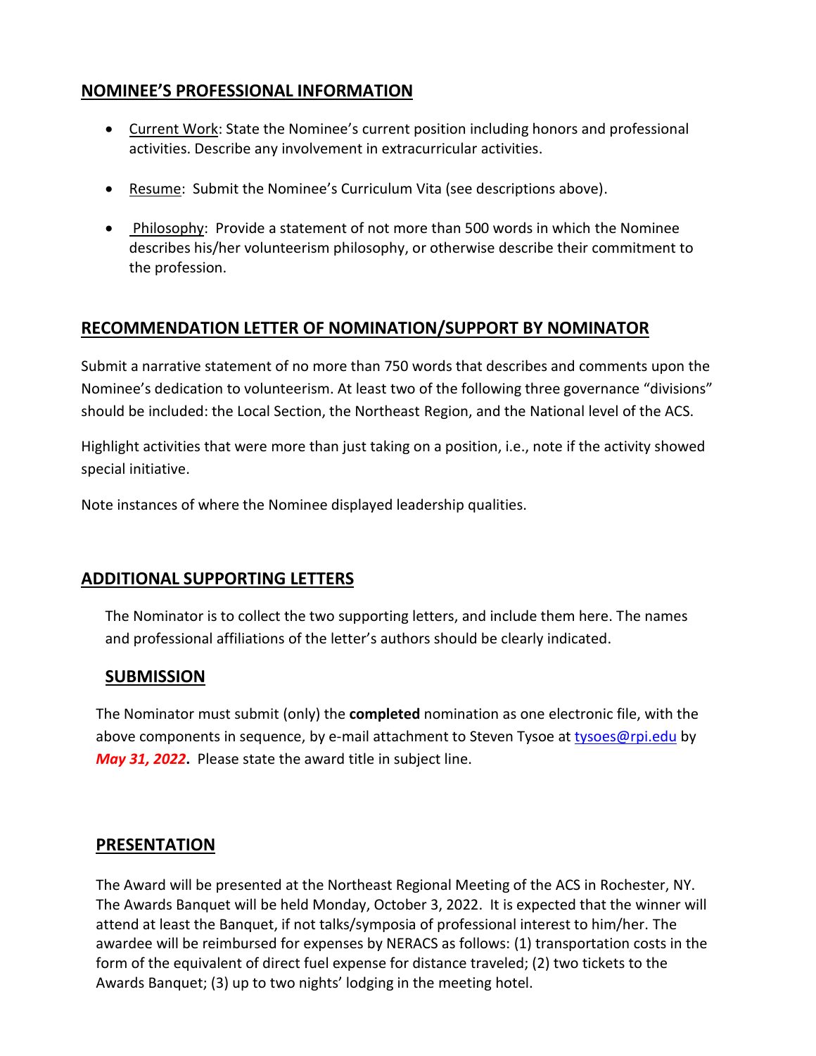## NOMINEE'S PROFESSIONAL INFORMATION

- Current Work: State the Nominee's current position including honors and professional activities. Describe any involvement in extracurricular activities.
- Resume: Submit the Nominee's Curriculum Vita (see descriptions above).
- Philosophy: Provide a statement of not more than 500 words in which the Nominee describes his/her volunteerism philosophy, or otherwise describe their commitment to the profession.

## RECOMMENDATION LETTER OF NOMINATION/SUPPORT BY NOMINATOR

Submit a narrative statement of no more than 750 words that describes and comments upon the Nominee's dedication to volunteerism. At least two of the following three governance "divisions" should be included: the Local Section, the Northeast Region, and the National level of the ACS.

Highlight activities that were more than just taking on a position, i.e., note if the activity showed special initiative.

Note instances of where the Nominee displayed leadership qualities.

## ADDITIONAL SUPPORTING LETTERS

The Nominator is to collect the two supporting letters, and include them here. The names and professional affiliations of the letter's authors should be clearly indicated.

## SUBMISSION

The Nominator must submit (only) the **completed** nomination as one electronic file, with the above components in sequence, by e-mail attachment to Steven Tysoe at tysoes@rpi.edu by ***May 31, 2022*****.** Please state the award title in subject line.

## PRESENTATION

The Award will be presented at the Northeast Regional Meeting of the ACS in Rochester, NY. The Awards Banquet will be held Monday, October 3, 2022. It is expected that the winner will attend at least the Banquet, if not talks/symposia of professional interest to him/her. The awardee will be reimbursed for expenses by NERACS as follows: (1) transportation costs in the form of the equivalent of direct fuel expense for distance traveled; (2) two tickets to the Awards Banquet; (3) up to two nights' lodging in the meeting hotel.